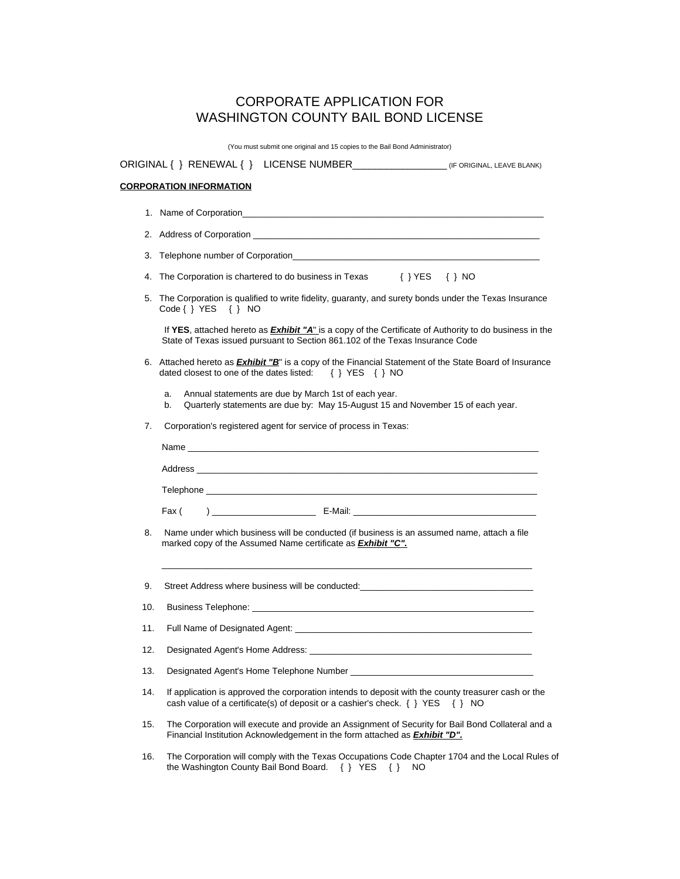# CORPORATE APPLICATION FOR WASHINGTON COUNTY BAIL BOND LICENSE

(You must submit one original and 15 copies to the Bail Bond Administrator)

ORIGINAL { } RENEWAL { } LICENSE NUMBER_________________ (IF ORIGINAL, LEAVE BLANK)

**CORPORATION INFORMATION**

1. Name of Corporation_______________________________________________________________

2. Address of Corporation ____________________________________________________________

3. Telephone number of Corporation___________________________________________________

4. The Corporation is chartered to do business in Texas { } YES { } NO

5. The Corporation is qualified to write fidelity, guaranty, and surety bonds under the Texas Insurance Code { } YES { } NO

   If **YES**, attached hereto as ***Exhibit "A"*** is a copy of the Certificate of Authority to do business in the State of Texas issued pursuant to Section 861.102 of the Texas Insurance Code

6. Attached hereto as ***Exhibit "B"*** is a copy of the Financial Statement of the State Board of Insurance dated closest to one of the dates listed: { } YES { } NO

   a. Annual statements are due by March 1st of each year.
   b. Quarterly statements are due by: May 15-August 15 and November 15 of each year.

7. Corporation's registered agent for service of process in Texas:

   Name ________________________________________________________________________

   Address ______________________________________________________________________

   Telephone ____________________________________________________________________

   Fax ( ) _____________________ E-Mail: _____________________________________

8. Name under which business will be conducted (if business is an assumed name, attach a file marked copy of the Assumed Name certificate as ***Exhibit "C".***

   _____________________________________________________________________________

9. Street Address where business will be conducted:___________________________________

10. Business Telephone: ___________________________________________________________

11. Full Name of Designated Agent: __________________________________________________

12. Designated Agent's Home Address: ________________________________________________

13. Designated Agent's Home Telephone Number _____________________________________

14. If application is approved the corporation intends to deposit with the county treasurer cash or the cash value of a certificate(s) of deposit or a cashier's check. { } YES { } NO

15. The Corporation will execute and provide an Assignment of Security for Bail Bond Collateral and a Financial Institution Acknowledgement in the form attached as ***Exhibit "D".***

16. The Corporation will comply with the Texas Occupations Code Chapter 1704 and the Local Rules of the Washington County Bail Bond Board. { } YES { } NO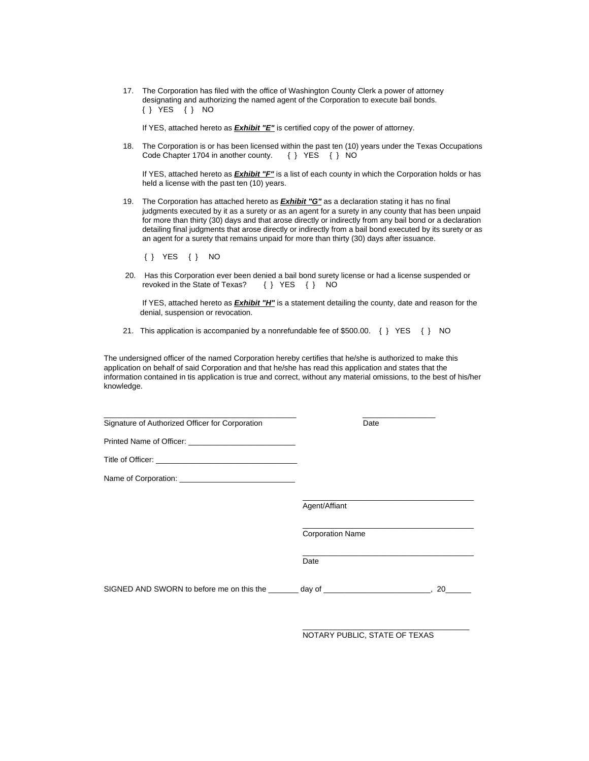17. The Corporation has filed with the office of Washington County Clerk a power of attorney designating and authorizing the named agent of the Corporation to execute bail bonds.
{ } YES { } NO

If YES, attached hereto as ***Exhibit "E"*** is certified copy of the power of attorney.

18. The Corporation is or has been licensed within the past ten (10) years under the Texas Occupations Code Chapter 1704 in another county. { } YES { } NO

If YES, attached hereto as ***Exhibit "F"*** is a list of each county in which the Corporation holds or has held a license with the past ten (10) years.

19. The Corporation has attached hereto as ***Exhibit "G"*** as a declaration stating it has no final judgments executed by it as a surety or as an agent for a surety in any county that has been unpaid for more than thirty (30) days and that arose directly or indirectly from any bail bond or a declaration detailing final judgments that arose directly or indirectly from a bail bond executed by its surety or as an agent for a surety that remains unpaid for more than thirty (30) days after issuance.

{ } YES { } NO

20. Has this Corporation ever been denied a bail bond surety license or had a license suspended or revoked in the State of Texas? { } YES { } NO

If YES, attached hereto as ***Exhibit "H"*** is a statement detailing the county, date and reason for the denial, suspension or revocation.

21. This application is accompanied by a nonrefundable fee of $500.00. { } YES { } NO

The undersigned officer of the named Corporation hereby certifies that he/she is authorized to make this application on behalf of said Corporation and that he/she has read this application and states that the information contained in tis application is true and correct, without any material omissions, to the best of his/her knowledge.

\_\_\_\_\_\_\_\_\_\_\_\_\_\_\_\_\_\_\_\_\_\_\_\_\_\_\_\_\_\_\_\_\_\_\_\_\_\_\_\_ \_\_\_\_\_\_\_\_\_\_\_\_\_\_\_\_
Signature of Authorized Officer for Corporation Date

Printed Name of Officer: \_\_\_\_\_\_\_\_\_\_\_\_\_\_\_\_\_\_\_\_\_\_\_\_\_\_

Title of Officer: \_\_\_\_\_\_\_\_\_\_\_\_\_\_\_\_\_\_\_\_\_\_\_\_\_\_\_\_\_\_\_\_\_\_\_

Name of Corporation: \_\_\_\_\_\_\_\_\_\_\_\_\_\_\_\_\_\_\_\_\_\_\_\_\_\_\_\_\_

\_\_\_\_\_\_\_\_\_\_\_\_\_\_\_\_\_\_\_\_\_\_\_\_\_\_\_\_\_\_\_\_\_\_\_\_\_\_
Agent/Affiant

\_\_\_\_\_\_\_\_\_\_\_\_\_\_\_\_\_\_\_\_\_\_\_\_\_\_\_\_\_\_\_\_\_\_\_\_\_\_
Corporation Name

\_\_\_\_\_\_\_\_\_\_\_\_\_\_\_\_\_\_\_\_\_\_\_\_\_\_\_\_\_\_\_\_\_\_\_\_\_\_
Date

SIGNED AND SWORN to before me on this the \_\_\_\_\_\_\_ day of \_\_\_\_\_\_\_\_\_\_\_\_\_\_\_\_\_\_\_\_\_\_\_\_\_, 20\_\_\_\_\_\_

\_\_\_\_\_\_\_\_\_\_\_\_\_\_\_\_\_\_\_\_\_\_\_\_\_\_\_\_\_\_\_\_\_\_\_\_\_\_
NOTARY PUBLIC, STATE OF TEXAS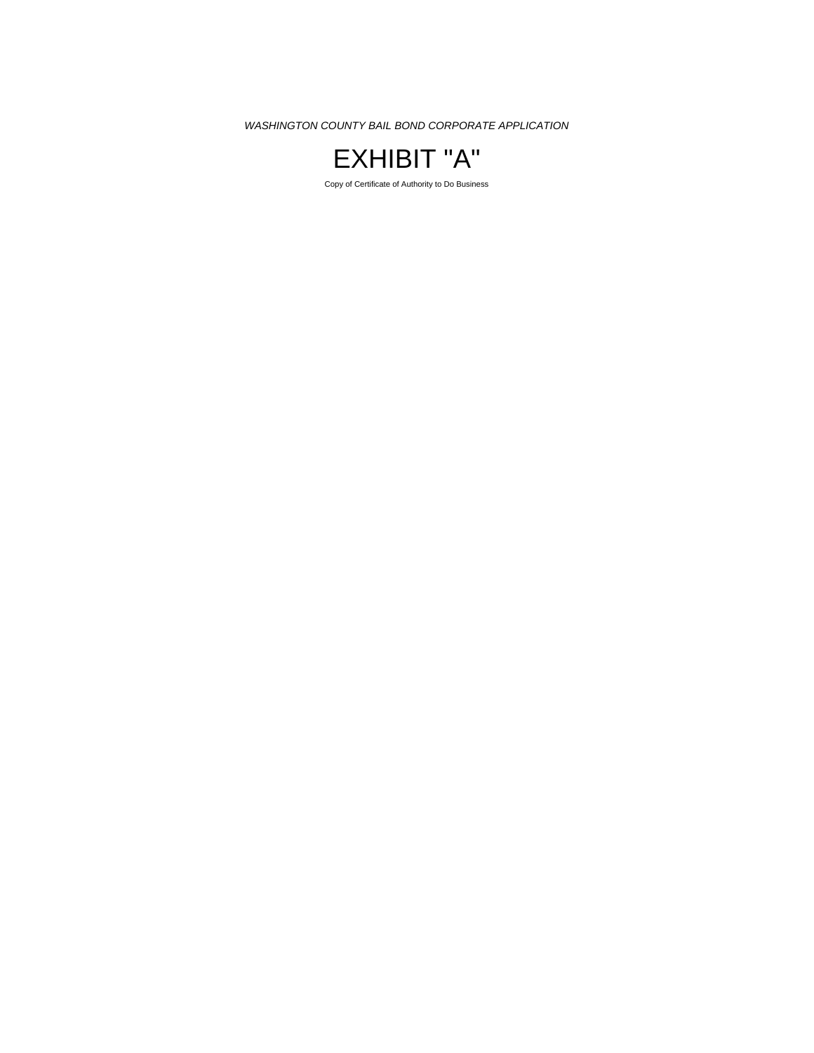*WASHINGTON COUNTY BAIL BOND CORPORATE APPLICATION*

# EXHIBIT "A"

Copy of Certificate of Authority to Do Business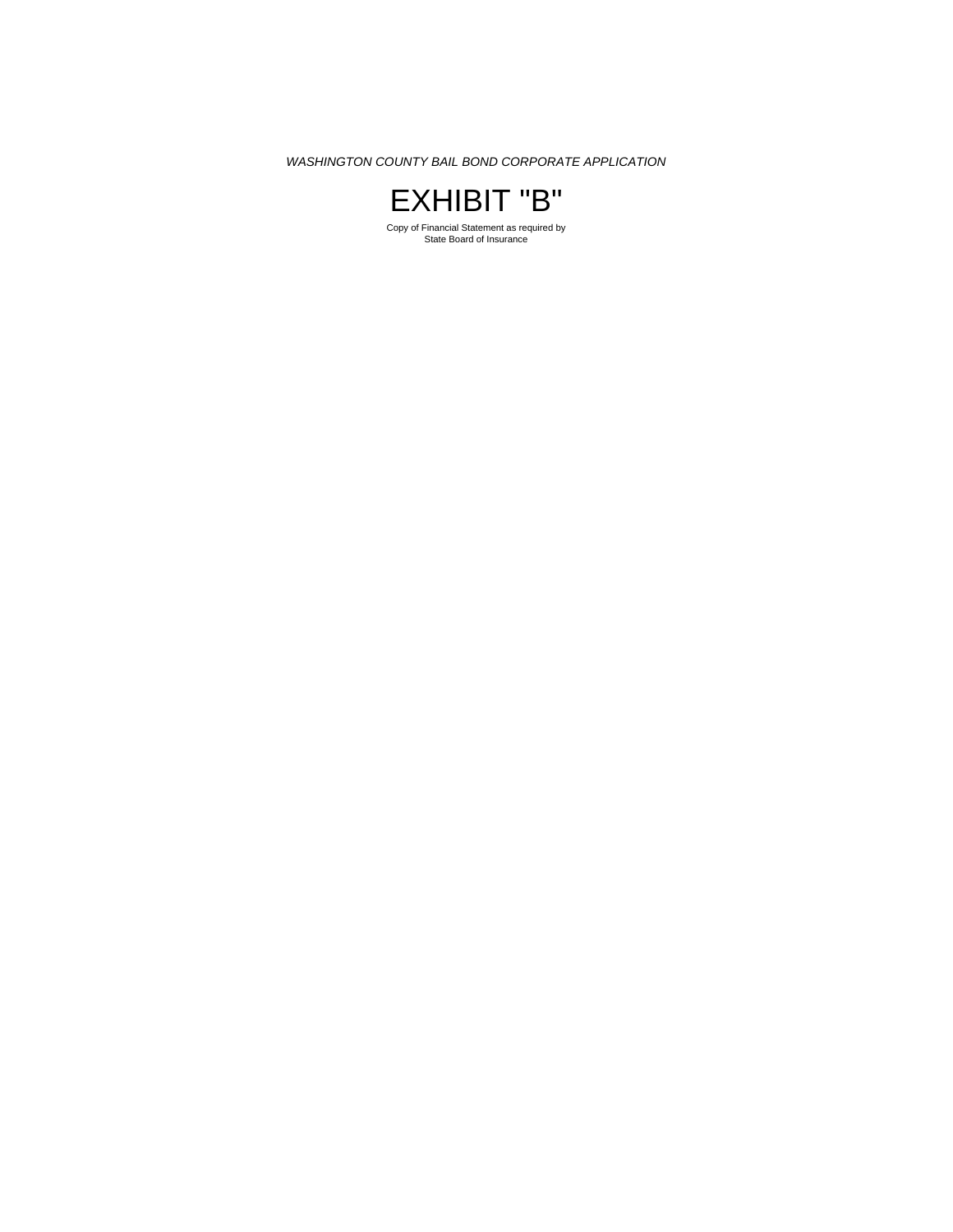*WASHINGTON COUNTY BAIL BOND CORPORATE APPLICATION*

# EXHIBIT "B"

Copy of Financial Statement as required by
State Board of Insurance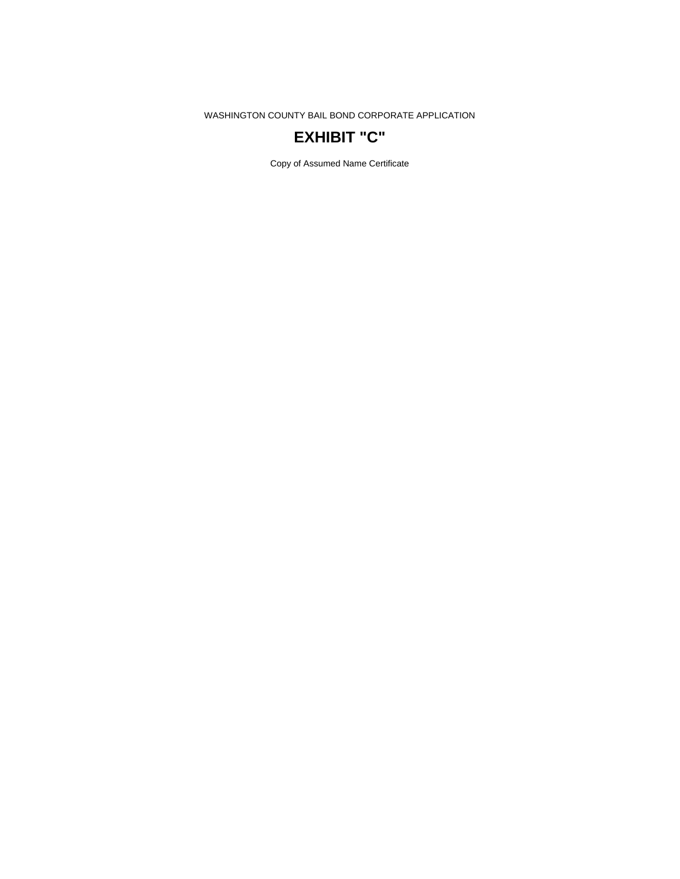WASHINGTON COUNTY BAIL BOND CORPORATE APPLICATION

# EXHIBIT "C"

Copy of Assumed Name Certificate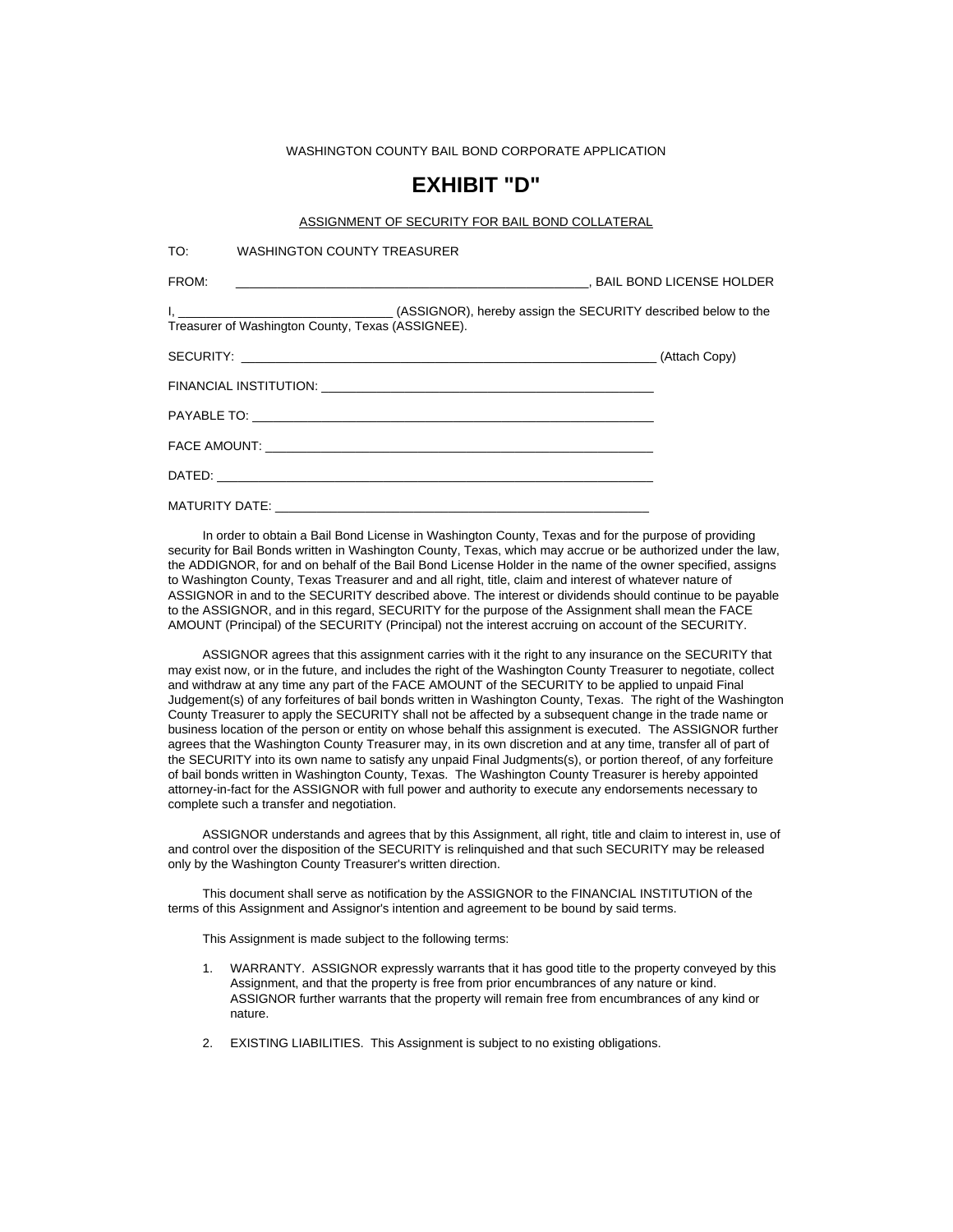WASHINGTON COUNTY BAIL BOND CORPORATE APPLICATION

# EXHIBIT "D"

ASSIGNMENT OF SECURITY FOR BAIL BOND COLLATERAL

TO: WASHINGTON COUNTY TREASURER

FROM: ___________________________________________________, BAIL BOND LICENSE HOLDER

I, ______________________________ (ASSIGNOR), hereby assign the SECURITY described below to the Treasurer of Washington County, Texas (ASSIGNEE).

SECURITY: ____________________________________________________________ (Attach Copy)

FINANCIAL INSTITUTION: ________________________________________________

PAYABLE TO: __________________________________________________________

FACE AMOUNT: ________________________________________________________

DATED: ______________________________________________________________

MATURITY DATE: _____________________________________________________

In order to obtain a Bail Bond License in Washington County, Texas and for the purpose of providing security for Bail Bonds written in Washington County, Texas, which may accrue or be authorized under the law, the ADDIGNOR, for and on behalf of the Bail Bond License Holder in the name of the owner specified, assigns to Washington County, Texas Treasurer and and all right, title, claim and interest of whatever nature of ASSIGNOR in and to the SECURITY described above. The interest or dividends should continue to be payable to the ASSIGNOR, and in this regard, SECURITY for the purpose of the Assignment shall mean the FACE AMOUNT (Principal) of the SECURITY (Principal) not the interest accruing on account of the SECURITY.

ASSIGNOR agrees that this assignment carries with it the right to any insurance on the SECURITY that may exist now, or in the future, and includes the right of the Washington County Treasurer to negotiate, collect and withdraw at any time any part of the FACE AMOUNT of the SECURITY to be applied to unpaid Final Judgement(s) of any forfeitures of bail bonds written in Washington County, Texas. The right of the Washington County Treasurer to apply the SECURITY shall not be affected by a subsequent change in the trade name or business location of the person or entity on whose behalf this assignment is executed. The ASSIGNOR further agrees that the Washington County Treasurer may, in its own discretion and at any time, transfer all of part of the SECURITY into its own name to satisfy any unpaid Final Judgments(s), or portion thereof, of any forfeiture of bail bonds written in Washington County, Texas. The Washington County Treasurer is hereby appointed attorney-in-fact for the ASSIGNOR with full power and authority to execute any endorsements necessary to complete such a transfer and negotiation.

ASSIGNOR understands and agrees that by this Assignment, all right, title and claim to interest in, use of and control over the disposition of the SECURITY is relinquished and that such SECURITY may be released only by the Washington County Treasurer's written direction.

This document shall serve as notification by the ASSIGNOR to the FINANCIAL INSTITUTION of the terms of this Assignment and Assignor's intention and agreement to be bound by said terms.

This Assignment is made subject to the following terms:

1. WARRANTY. ASSIGNOR expressly warrants that it has good title to the property conveyed by this Assignment, and that the property is free from prior encumbrances of any nature or kind. ASSIGNOR further warrants that the property will remain free from encumbrances of any kind or nature.

2. EXISTING LIABILITIES. This Assignment is subject to no existing obligations.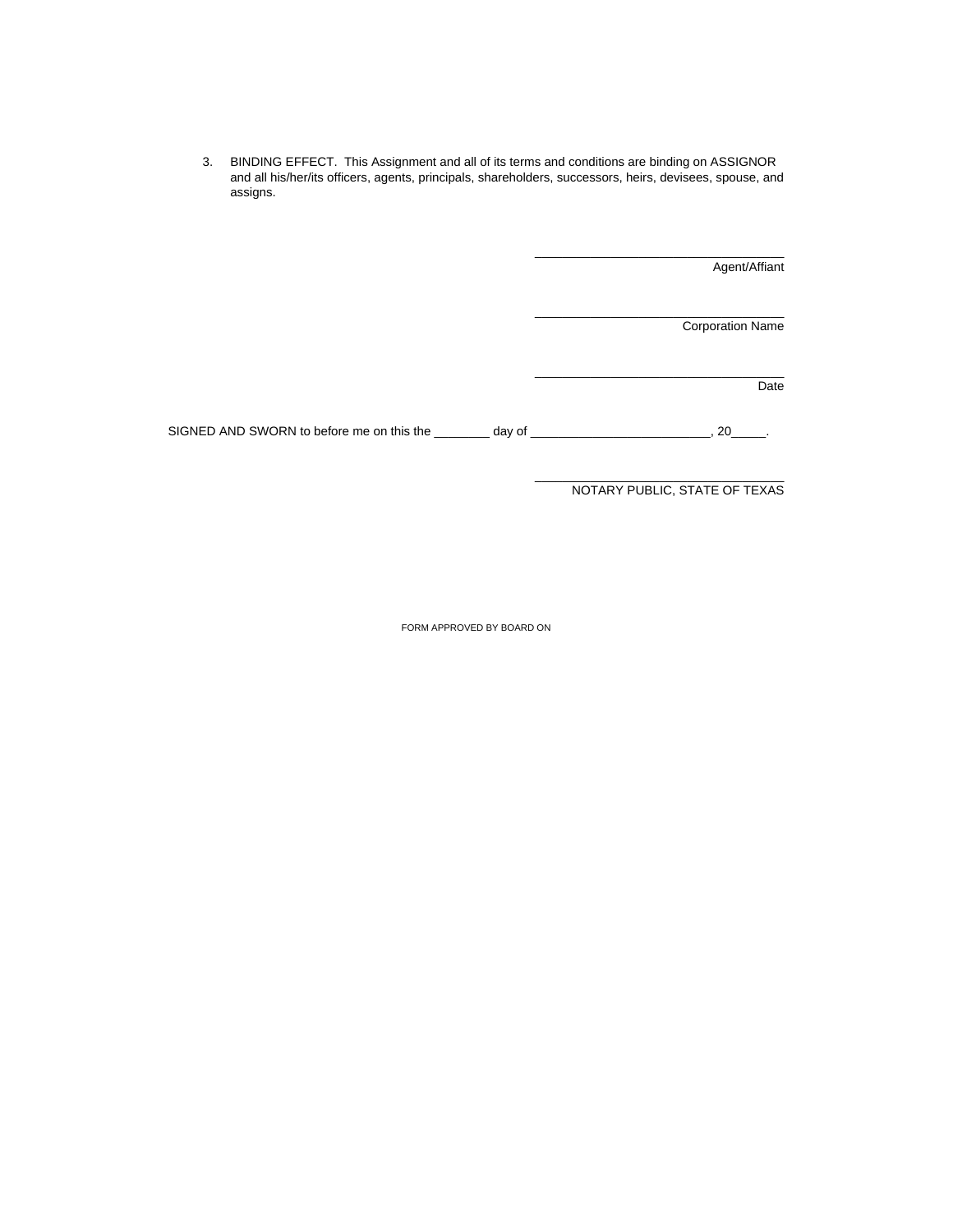3. BINDING EFFECT. This Assignment and all of its terms and conditions are binding on ASSIGNOR and all his/her/its officers, agents, principals, shareholders, successors, heirs, devisees, spouse, and assigns.

\_\_\_\_\_\_\_\_\_\_\_\_\_\_\_\_\_\_\_\_\_\_\_\_\_\_\_\_\_\_\_\_\_\_\_\_
Agent/Affiant

\_\_\_\_\_\_\_\_\_\_\_\_\_\_\_\_\_\_\_\_\_\_\_\_\_\_\_\_\_\_\_\_\_\_\_\_
Corporation Name

\_\_\_\_\_\_\_\_\_\_\_\_\_\_\_\_\_\_\_\_\_\_\_\_\_\_\_\_\_\_\_\_\_\_\_\_
Date

SIGNED AND SWORN to before me on this the \_\_\_\_\_\_\_\_ day of \_\_\_\_\_\_\_\_\_\_\_\_\_\_\_\_\_\_\_\_\_\_\_\_\_\_, 20\_\_\_\_\_.

\_\_\_\_\_\_\_\_\_\_\_\_\_\_\_\_\_\_\_\_\_\_\_\_\_\_\_\_\_\_\_\_\_\_\_\_
NOTARY PUBLIC, STATE OF TEXAS

FORM APPROVED BY BOARD ON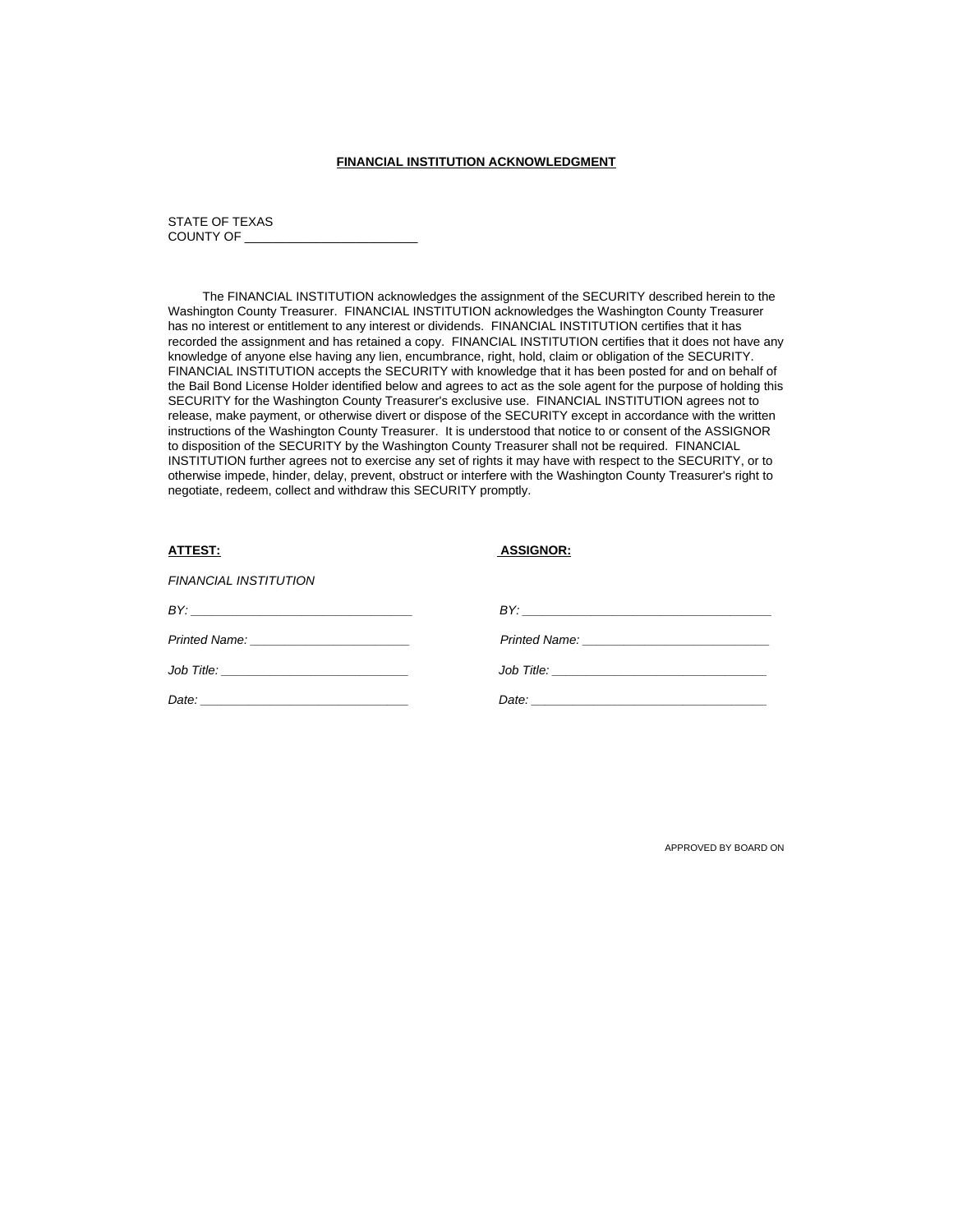**FINANCIAL INSTITUTION ACKNOWLEDGMENT**

STATE OF TEXAS
COUNTY OF _________________________

The FINANCIAL INSTITUTION acknowledges the assignment of the SECURITY described herein to the Washington County Treasurer. FINANCIAL INSTITUTION acknowledges the Washington County Treasurer has no interest or entitlement to any interest or dividends. FINANCIAL INSTITUTION certifies that it has recorded the assignment and has retained a copy. FINANCIAL INSTITUTION certifies that it does not have any knowledge of anyone else having any lien, encumbrance, right, hold, claim or obligation of the SECURITY. FINANCIAL INSTITUTION accepts the SECURITY with knowledge that it has been posted for and on behalf of the Bail Bond License Holder identified below and agrees to act as the sole agent for the purpose of holding this SECURITY for the Washington County Treasurer's exclusive use. FINANCIAL INSTITUTION agrees not to release, make payment, or otherwise divert or dispose of the SECURITY except in accordance with the written instructions of the Washington County Treasurer. It is understood that notice to or consent of the ASSIGNOR to disposition of the SECURITY by the Washington County Treasurer shall not be required. FINANCIAL INSTITUTION further agrees not to exercise any set of rights it may have with respect to the SECURITY, or to otherwise impede, hinder, delay, prevent, obstruct or interfere with the Washington County Treasurer's right to negotiate, redeem, collect and withdraw this SECURITY promptly.

**ATTEST:**

*FINANCIAL INSTITUTION*

*BY:* _______________________________

*Printed Name:* _______________________

*Job Title:* __________________________

*Date:* ______________________________

**ASSIGNOR:**

*BY:* ___________________________________

*Printed Name:* __________________________

*Job Title:* ______________________________

*Date:* _________________________________

APPROVED BY BOARD ON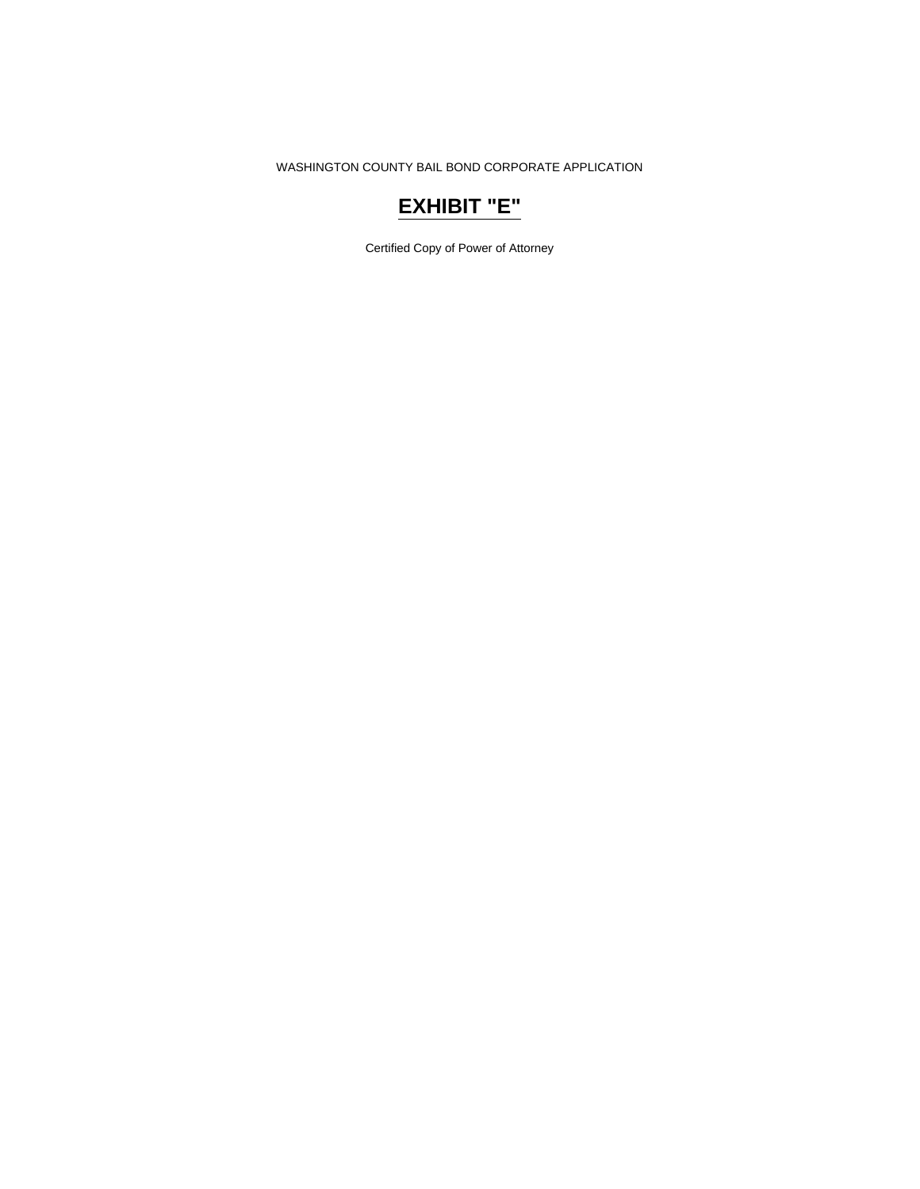WASHINGTON COUNTY BAIL BOND CORPORATE APPLICATION

# EXHIBIT "E"

Certified Copy of Power of Attorney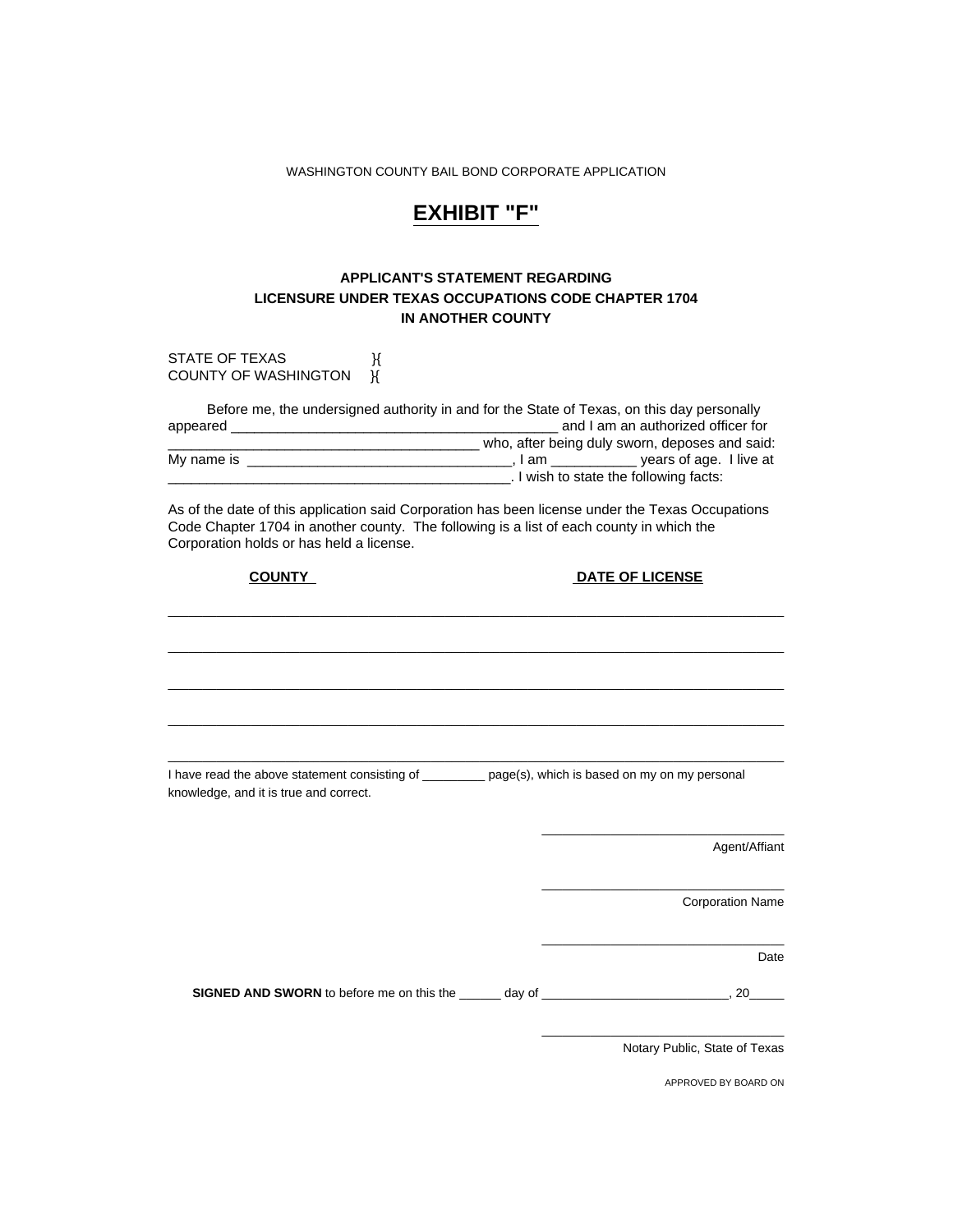WASHINGTON COUNTY BAIL BOND CORPORATE APPLICATION

# EXHIBIT "F"

### APPLICANT'S STATEMENT REGARDING LICENSURE UNDER TEXAS OCCUPATIONS CODE CHAPTER 1704 IN ANOTHER COUNTY

STATE OF TEXAS }{
COUNTY OF WASHINGTON }{

Before me, the undersigned authority in and for the State of Texas, on this day personally appeared ______________________________________________ and I am an authorized officer for ____________________________________________ who, after being duly sworn, deposes and said: My name is ______________________________________, I am ___________ years of age. I live at ______________________________________________. I wish to state the following facts:

As of the date of this application said Corporation has been license under the Texas Occupations Code Chapter 1704 in another county. The following is a list of each county in which the Corporation holds or has held a license.

| COUNTY | DATE OF LICENSE |
|---|---|
| | |
| | |
| | |
| | |
| | |

I have read the above statement consisting of _________ page(s), which is based on my on my personal knowledge, and it is true and correct.

____________________________________
Agent/Affiant

____________________________________
Corporation Name

____________________________________
Date

**SIGNED AND SWORN** to before me on this the ______ day of ___________________________, 20_____

____________________________________
Notary Public, State of Texas

APPROVED BY BOARD ON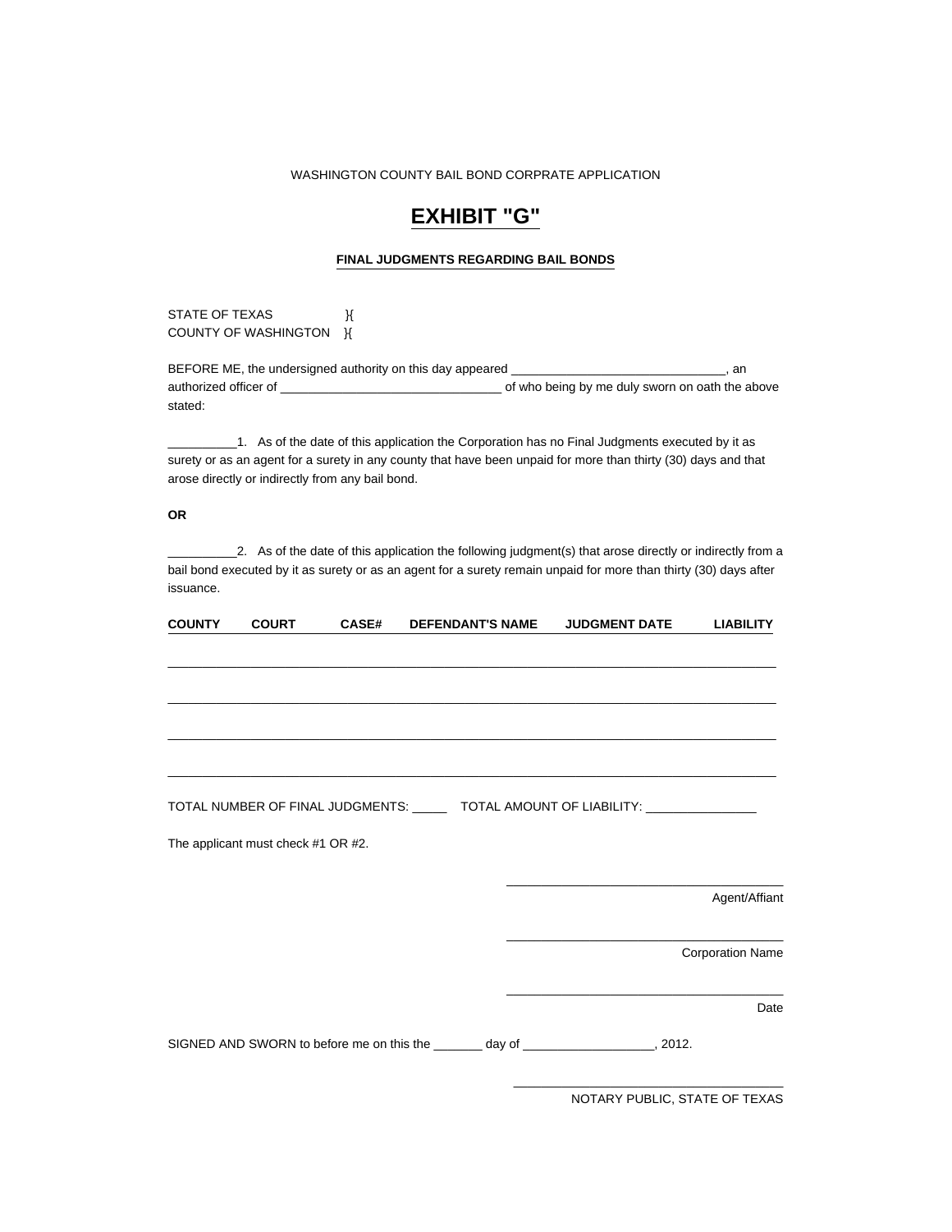WASHINGTON COUNTY BAIL BOND CORPRATE APPLICATION

# EXHIBIT "G"

**FINAL JUDGMENTS REGARDING BAIL BONDS**

STATE OF TEXAS }{
COUNTY OF WASHINGTON }{

BEFORE ME, the undersigned authority on this day appeared _______________________________, an authorized officer of ________________________________ of who being by me duly sworn on oath the above stated:

__________1. As of the date of this application the Corporation has no Final Judgments executed by it as surety or as an agent for a surety in any county that have been unpaid for more than thirty (30) days and that arose directly or indirectly from any bail bond.

**OR**

__________2. As of the date of this application the following judgment(s) that arose directly or indirectly from a bail bond executed by it as surety or as an agent for a surety remain unpaid for more than thirty (30) days after issuance.

| COUNTY | COURT | CASE# | DEFENDANT'S NAME | JUDGMENT DATE | LIABILITY |
|---|---|---|---|---|---|
| | | | | | |
| | | | | | |
| | | | | | |
| | | | | | |

TOTAL NUMBER OF FINAL JUDGMENTS: _____ TOTAL AMOUNT OF LIABILITY: ________________

The applicant must check #1 OR #2.

_______________________________________
Agent/Affiant

_______________________________________
Corporation Name

_______________________________________
Date

SIGNED AND SWORN to before me on this the _______ day of ___________________, 2012.

_______________________________________
NOTARY PUBLIC, STATE OF TEXAS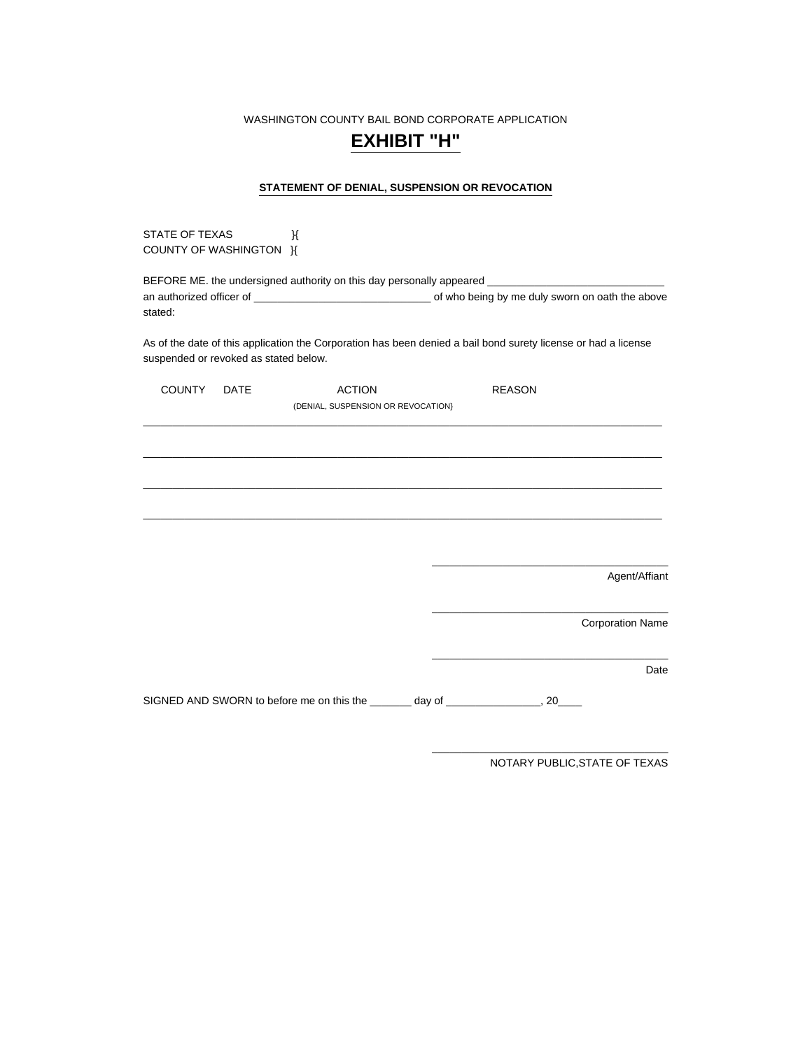WASHINGTON COUNTY BAIL BOND CORPORATE APPLICATION

# EXHIBIT "H"

**STATEMENT OF DENIAL, SUSPENSION OR REVOCATION**

STATE OF TEXAS }{
COUNTY OF WASHINGTON }{

BEFORE ME. the undersigned authority on this day personally appeared ______________________________ an authorized officer of ______________________________ of who being by me duly sworn on oath the above stated:

As of the date of this application the Corporation has been denied a bail bond surety license or had a license suspended or revoked as stated below.

| COUNTY | DATE | ACTION (DENIAL, SUSPENSION OR REVOCATION) | REASON |
|---|---|---|---|
| | | | |
| | | | |
| | | | |
| | | | |

______________________________
Agent/Affiant

______________________________
Corporation Name

______________________________
Date

SIGNED AND SWORN to before me on this the _______ day of _______________, 20____

______________________________
NOTARY PUBLIC,STATE OF TEXAS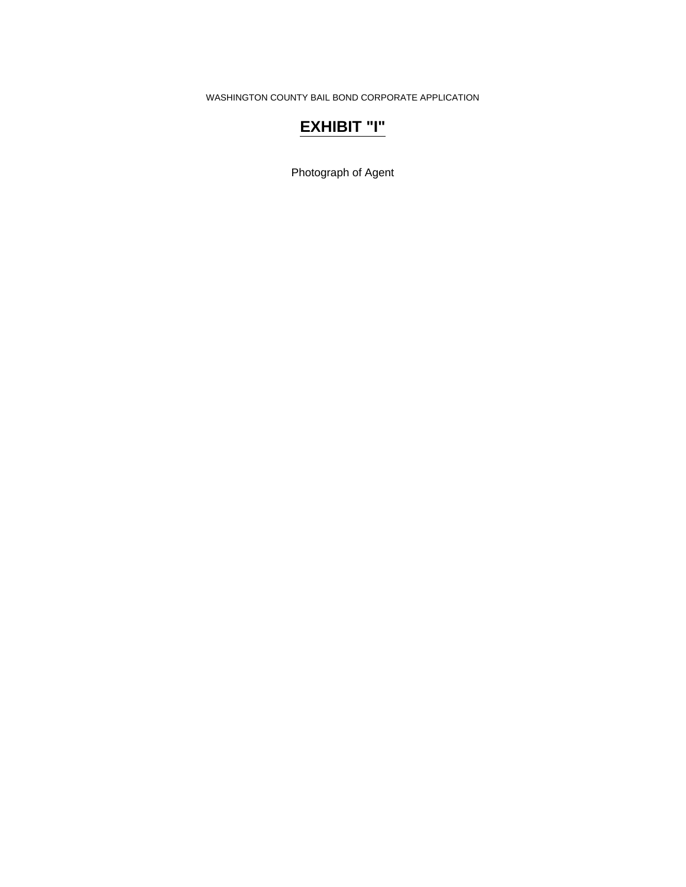WASHINGTON COUNTY BAIL BOND CORPORATE APPLICATION

# EXHIBIT "I"

Photograph of Agent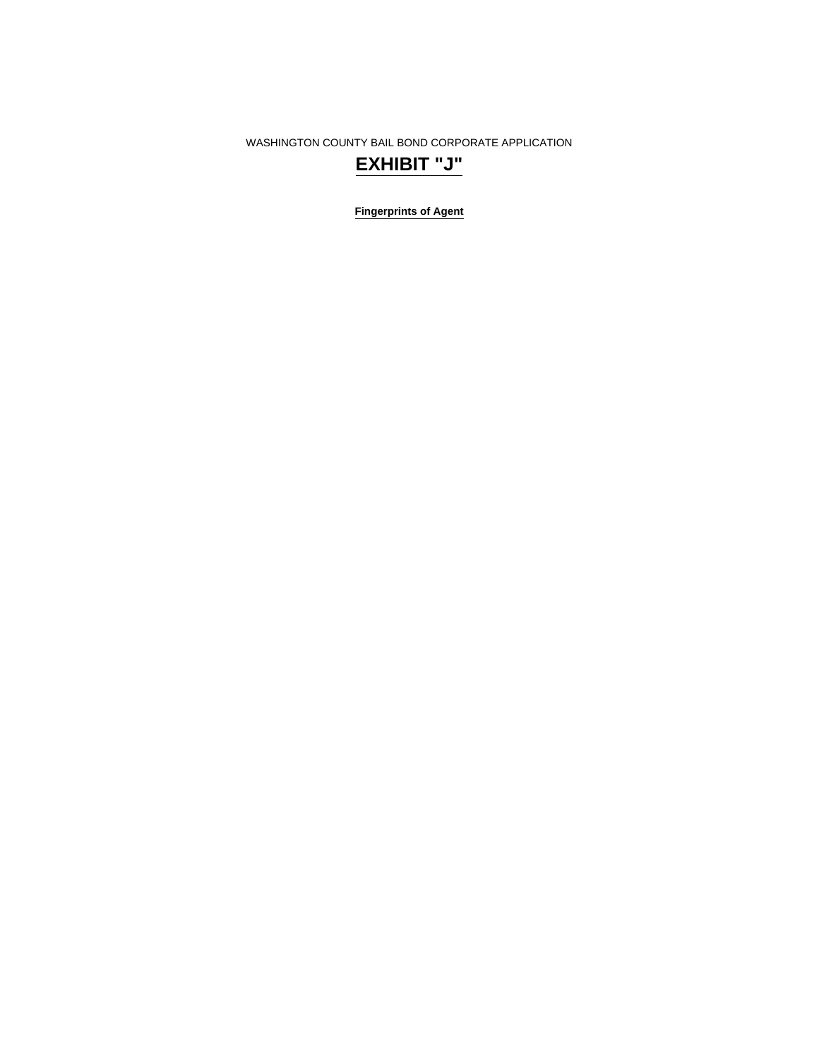WASHINGTON COUNTY BAIL BOND CORPORATE APPLICATION

# EXHIBIT "J"

**Fingerprints of Agent**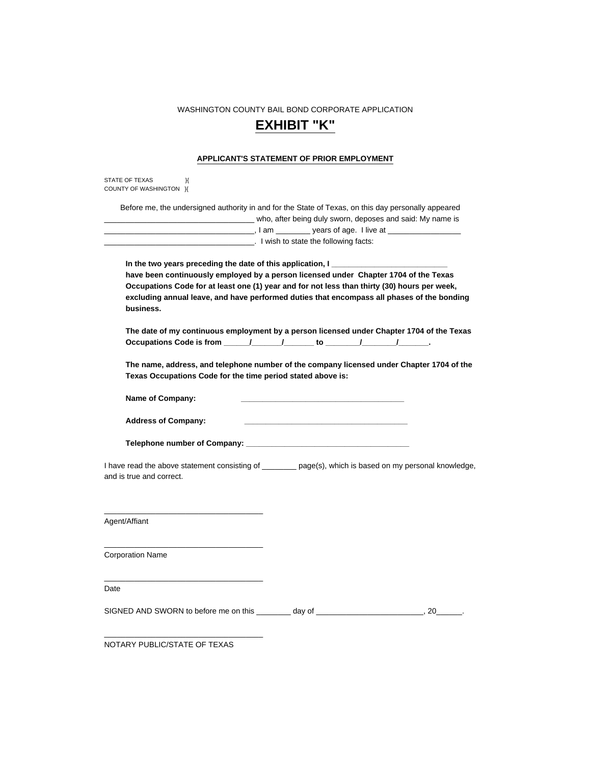WASHINGTON COUNTY BAIL BOND CORPORATE APPLICATION

# EXHIBIT "K"

## APPLICANT'S STATEMENT OF PRIOR EMPLOYMENT

STATE OF TEXAS }{
COUNTY OF WASHINGTON }{

Before me, the undersigned authority in and for the State of Texas, on this day personally appeared ____________________________ who, after being duly sworn, deposes and said: My name is ____________________________, I am ________ years of age. I live at ________________ ____________________________. I wish to state the following facts:

**In the two years preceding the date of this application, I ____________________________ have been continuously employed by a person licensed under Chapter 1704 of the Texas Occupations Code for at least one (1) year and for not less than thirty (30) hours per week, excluding annual leave, and have performed duties that encompass all phases of the bonding business.**

**The date of my continuous employment by a person licensed under Chapter 1704 of the Texas Occupations Code is from ______/_______/_______ to ________/________/_______.**

**The name, address, and telephone number of the company licensed under Chapter 1704 of the Texas Occupations Code for the time period stated above is:**

**Name of Company:** ______________________________________

**Address of Company:** ______________________________________

**Telephone number of Company:** ______________________________________

I have read the above statement consisting of ________ page(s), which is based on my personal knowledge, and is true and correct.

____________________________________
Agent/Affiant

____________________________________
Corporation Name

____________________________________
Date

SIGNED AND SWORN to before me on this ________ day of ________________________, 20______.

____________________________________
NOTARY PUBLIC/STATE OF TEXAS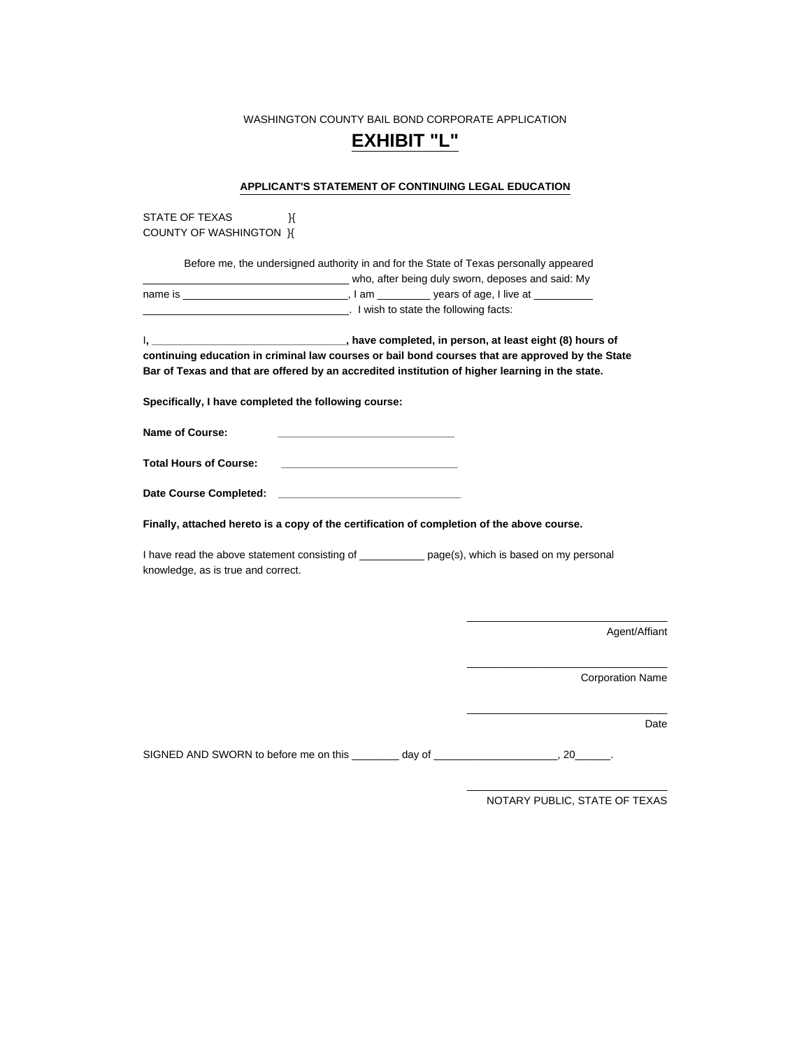WASHINGTON COUNTY BAIL BOND CORPORATE APPLICATION

# EXHIBIT "L"

## APPLICANT'S STATEMENT OF CONTINUING LEGAL EDUCATION

STATE OF TEXAS }{
COUNTY OF WASHINGTON }{

Before me, the undersigned authority in and for the State of Texas personally appeared ___________________________________ who, after being duly sworn, deposes and said: My name is ____________________________, I am _________ years of age, I live at __________ ___________________________________. I wish to state the following facts:

I, **_________________________________, have completed, in person, at least eight (8) hours of continuing education in criminal law courses or bail bond courses that are approved by the State Bar of Texas and that are offered by an accredited institution of higher learning in the state.**

**Specifically, I have completed the following course:**

**Name of Course:** ______________________________

**Total Hours of Course:** ______________________________

**Date Course Completed:** ______________________________

**Finally, attached hereto is a copy of the certification of completion of the above course.**

I have read the above statement consisting of ___________ page(s), which is based on my personal knowledge, as is true and correct.

_________________________________
Agent/Affiant

_________________________________
Corporation Name

_________________________________
Date

SIGNED AND SWORN to before me on this ________ day of _____________________, 20______.

_________________________________
NOTARY PUBLIC, STATE OF TEXAS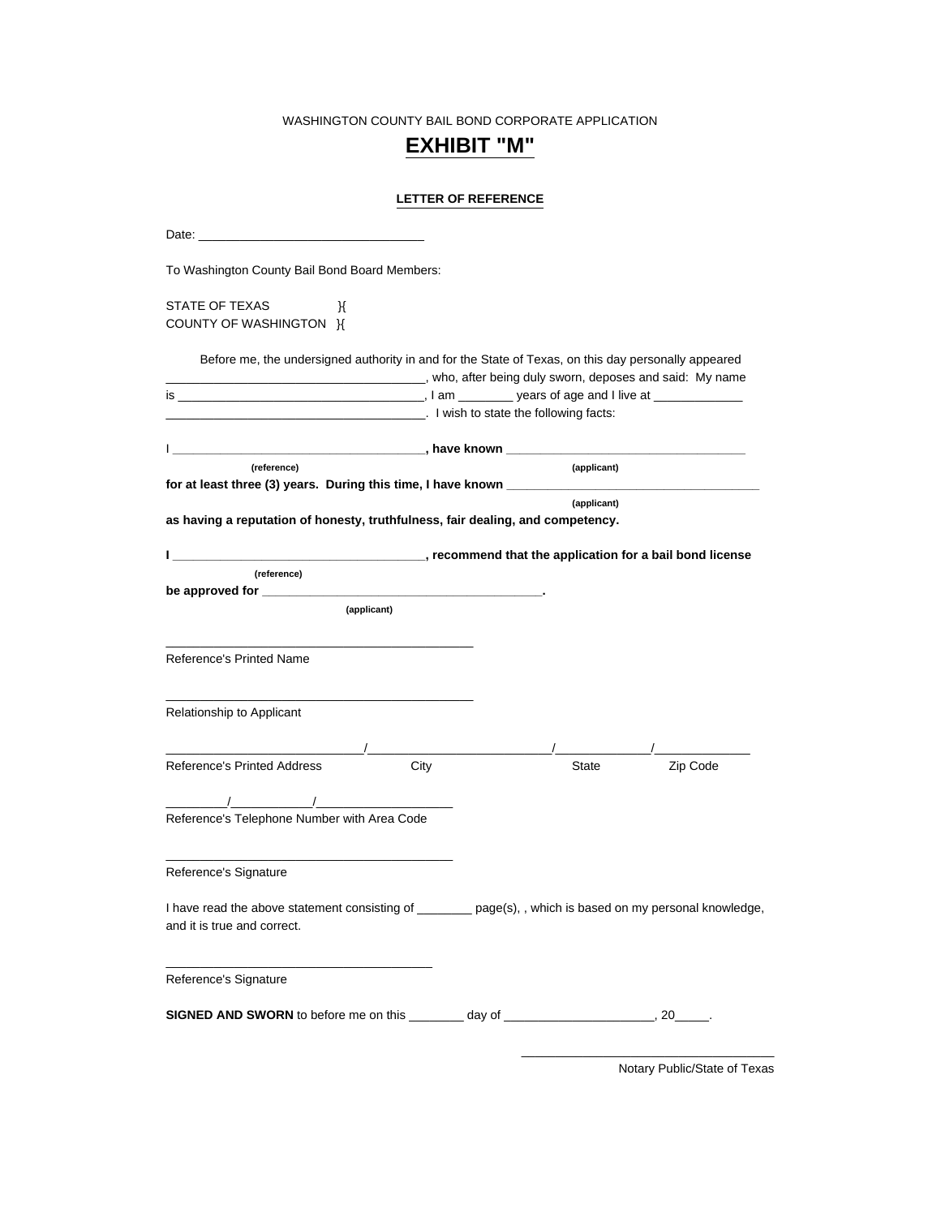WASHINGTON COUNTY BAIL BOND CORPORATE APPLICATION

# EXHIBIT "M"

## LETTER OF REFERENCE

Date: ________________________________

To Washington County Bail Bond Board Members:

STATE OF TEXAS }{
COUNTY OF WASHINGTON }{

Before me, the undersigned authority in and for the State of Texas, on this day personally appeared _____________________________________, who, after being duly sworn, deposes and said: My name is ___________________________________, I am ________ years of age and I live at _____________ _____________________________________. I wish to state the following facts:

I ___________________________________, **have known** _________________________________
(reference) (applicant)

**for at least three (3) years. During this time, I have known** ___________________________________
(applicant)

**as having a reputation of honesty, truthfulness, fair dealing, and competency.**

**I** ___________________________________**, recommend that the application for a bail bond license**
(reference)

**be approved for** ________________________________________**.**
(applicant)

_____________________________________________
Reference's Printed Name

_____________________________________________
Relationship to Applicant

____________________________/__________________________/_____________/_____________
Reference's Printed Address City State Zip Code

_________/___________/___________________
Reference's Telephone Number with Area Code

_________________________________________
Reference's Signature

I have read the above statement consisting of ________ page(s), , which is based on my personal knowledge, and it is true and correct.

______________________________________
Reference's Signature

**SIGNED AND SWORN** to before me on this ________ day of _____________________, 20_____.

____________________________________
Notary Public/State of Texas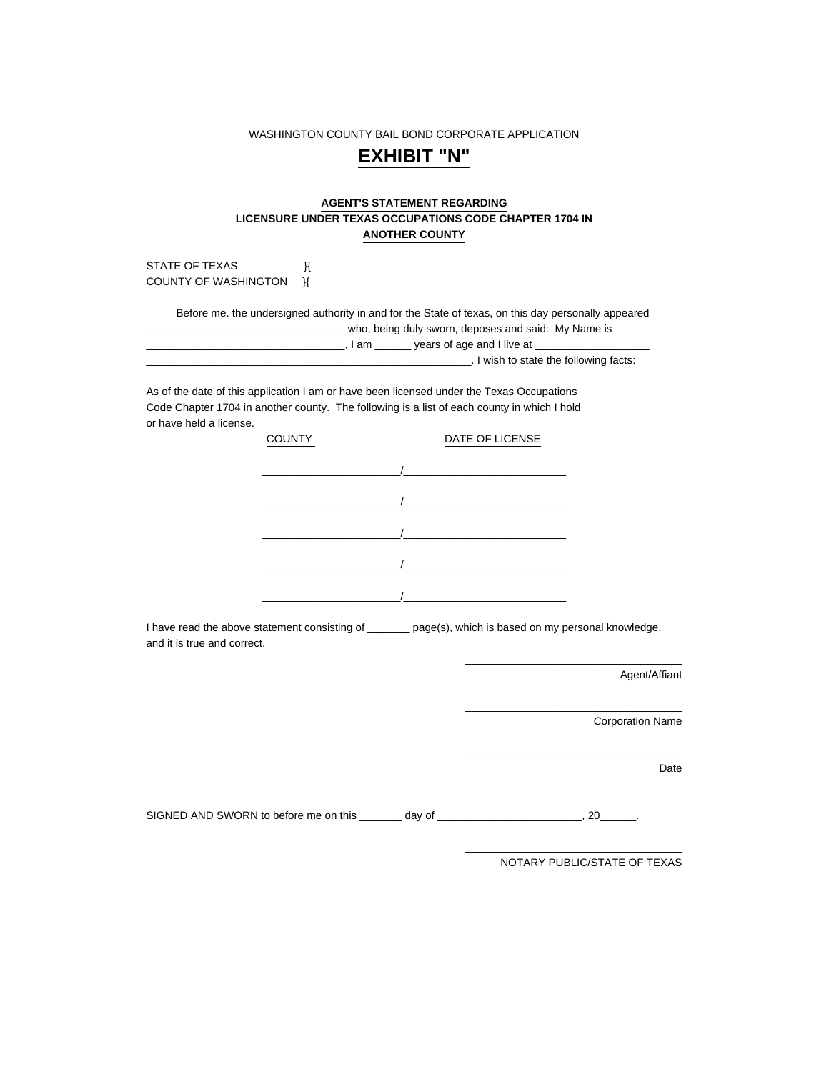WASHINGTON COUNTY BAIL BOND CORPORATE APPLICATION

# EXHIBIT "N"

**AGENT'S STATEMENT REGARDING**
**LICENSURE UNDER TEXAS OCCUPATIONS CODE CHAPTER 1704 IN ANOTHER COUNTY**

STATE OF TEXAS }{
COUNTY OF WASHINGTON }{

Before me. the undersigned authority in and for the State of texas, on this day personally appeared _________________________________ who, being duly sworn, deposes and said: My Name is _________________________________, I am ______ years of age and I live at ___________________ _______________________________________________________. I wish to state the following facts:

As of the date of this application I am or have been licensed under the Texas Occupations Code Chapter 1704 in another county. The following is a list of each county in which I hold or have held a license.

| COUNTY | DATE OF LICENSE |
|---|---|
| ______________________ / | __________________________ |
| ______________________ / | __________________________ |
| ______________________ / | __________________________ |
| ______________________ / | __________________________ |
| ______________________ / | __________________________ |

I have read the above statement consisting of _______ page(s), which is based on my personal knowledge, and it is true and correct.

___________________________________
Agent/Affiant

___________________________________
Corporation Name

___________________________________
Date

SIGNED AND SWORN to before me on this _______ day of ________________________, 20______.

___________________________________
NOTARY PUBLIC/STATE OF TEXAS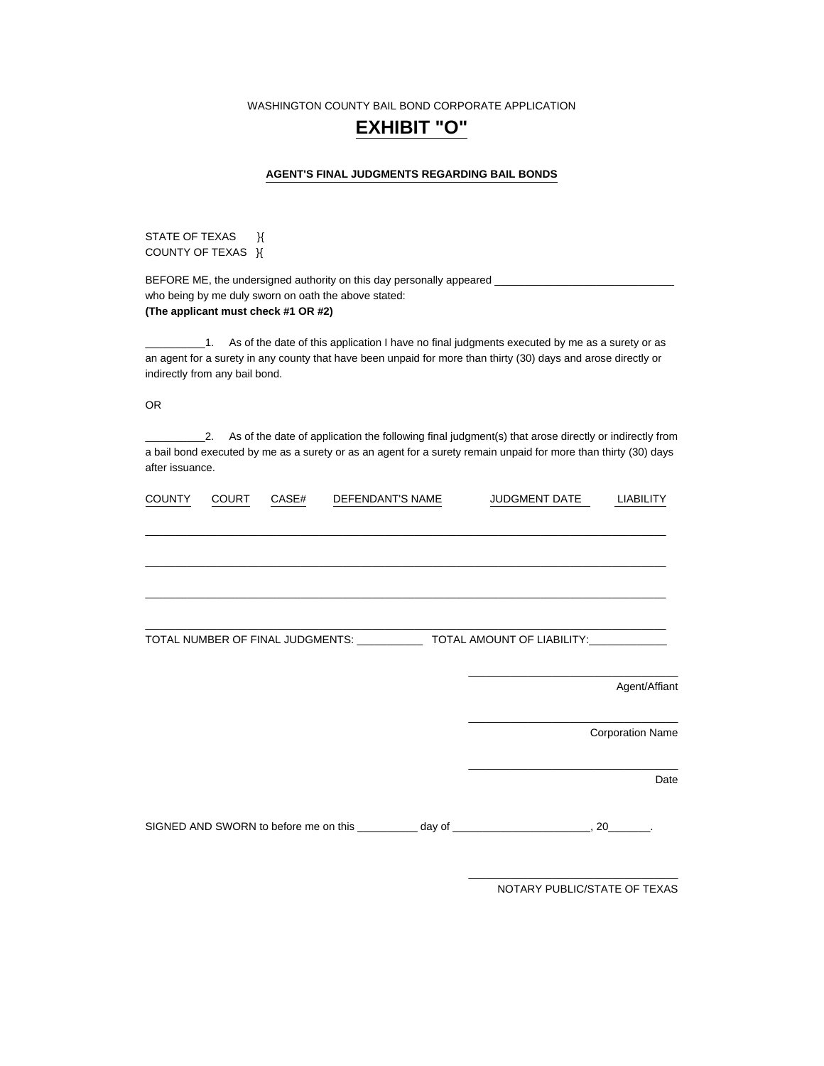WASHINGTON COUNTY BAIL BOND CORPORATE APPLICATION

# EXHIBIT "O"

**AGENT'S FINAL JUDGMENTS REGARDING BAIL BONDS**

STATE OF TEXAS }{
COUNTY OF TEXAS }{

BEFORE ME, the undersigned authority on this day personally appeared ______________________________ who being by me duly sworn on oath the above stated:
**(The applicant must check #1 OR #2)**

__________1. As of the date of this application I have no final judgments executed by me as a surety or as an agent for a surety in any county that have been unpaid for more than thirty (30) days and arose directly or indirectly from any bail bond.

OR

__________2. As of the date of application the following final judgment(s) that arose directly or indirectly from a bail bond executed by me as a surety or as an agent for a surety remain unpaid for more than thirty (30) days after issuance.

| COUNTY | COURT | CASE# | DEFENDANT'S NAME | JUDGMENT DATE | LIABILITY |
|---|---|---|---|---|---|
| | | | | | |
| | | | | | |
| | | | | | |
| | | | | | |

TOTAL NUMBER OF FINAL JUDGMENTS: ___________ TOTAL AMOUNT OF LIABILITY: ____________

______________________________
Agent/Affiant

______________________________
Corporation Name

______________________________
Date

SIGNED AND SWORN to before me on this __________ day of ______________________, 20_______.

______________________________
NOTARY PUBLIC/STATE OF TEXAS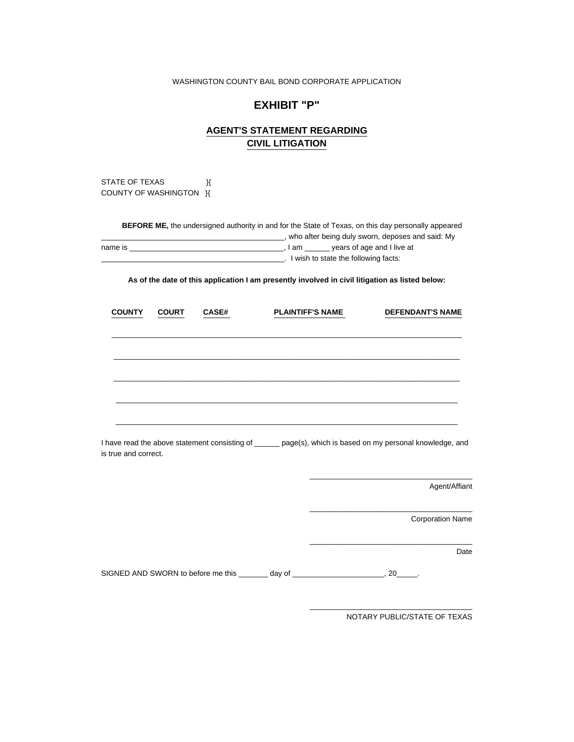WASHINGTON COUNTY BAIL BOND CORPORATE APPLICATION

# EXHIBIT "P"

## AGENT'S STATEMENT REGARDING CIVIL LITIGATION

STATE OF TEXAS }{
COUNTY OF WASHINGTON }{

**BEFORE ME,** the undersigned authority in and for the State of Texas, on this day personally appeared ________________________________________, who after being duly sworn, deposes and said: My name is ____________________________________, I am ______ years of age and I live at ________________________________________. I wish to state the following facts:

**As of the date of this application I am presently involved in civil litigation as listed below:**

| COUNTY | COURT | CASE# | PLAINTIFF'S NAME | DEFENDANT'S NAME |
|---|---|---|---|---|
| | | | | |
| | | | | |
| | | | | |
| | | | | |
| | | | | |

I have read the above statement consisting of ______ page(s), which is based on my personal knowledge, and is true and correct.

____________________________________
Agent/Affiant

____________________________________
Corporation Name

____________________________________
Date

SIGNED AND SWORN to before me this _______ day of _____________________, 20_____.

____________________________________
NOTARY PUBLIC/STATE OF TEXAS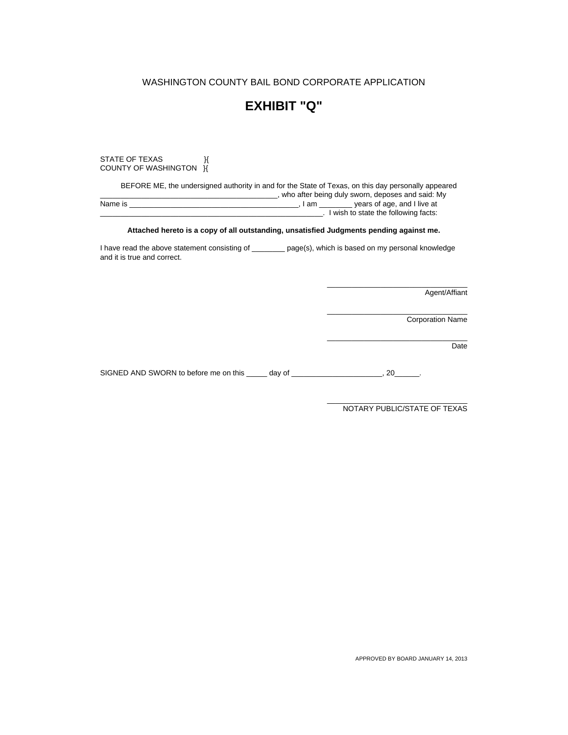WASHINGTON COUNTY BAIL BOND CORPORATE APPLICATION

# EXHIBIT "Q"

STATE OF TEXAS }{
COUNTY OF WASHINGTON }{

BEFORE ME, the undersigned authority in and for the State of Texas, on this day personally appeared ________________________________________, who after being duly sworn, deposes and said: My Name is ________________________________________, I am ________ years of age, and I live at ________________________________________________. I wish to state the following facts:

**Attached hereto is a copy of all outstanding, unsatisfied Judgments pending against me.**

I have read the above statement consisting of ________ page(s), which is based on my personal knowledge and it is true and correct.

________________________________
Agent/Affiant

________________________________
Corporation Name

________________________________
Date

SIGNED AND SWORN to before me on this _____ day of ______________________, 20______.

________________________________
NOTARY PUBLIC/STATE OF TEXAS

APPROVED BY BOARD JANUARY 14, 2013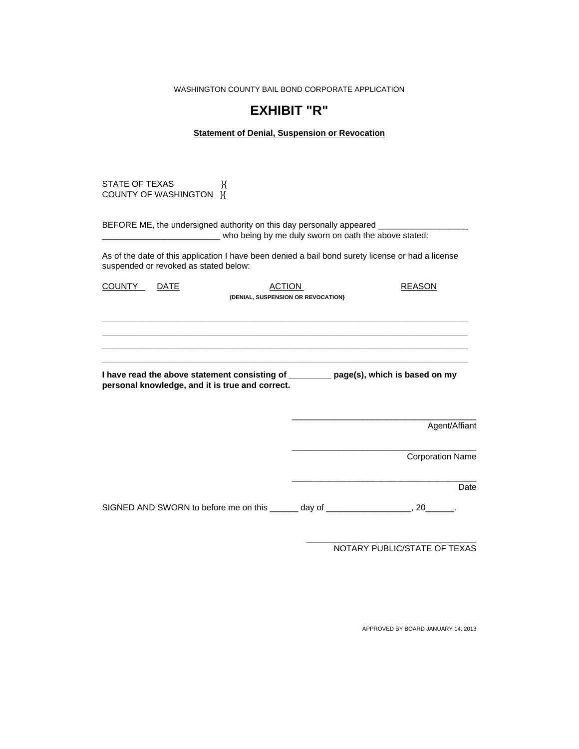WASHINGTON COUNTY BAIL BOND CORPORATE APPLICATION

# EXHIBIT "R"

**Statement of Denial, Suspension or Revocation**

STATE OF TEXAS }{
COUNTY OF WASHINGTON }{

BEFORE ME, the undersigned authority on this day personally appeared ___________________ _________________________ who being by me duly sworn on oath the above stated:

As of the date of this application I have been denied a bail bond surety license or had a license suspended or revoked as stated below:

| COUNTY | DATE | ACTION (DENIAL, SUSPENSION OR REVOCATION) | REASON |
|---|---|---|---|
| | | | |
| | | | |
| | | | |
| | | | |

**I have read the above statement consisting of _________ page(s), which is based on my personal knowledge, and it is true and correct.**

_______________________________________
Agent/Affiant

_______________________________________
Corporation Name

_______________________________________
Date

SIGNED AND SWORN to before me on this ______ day of __________________, 20______.

___________________________________
NOTARY PUBLIC/STATE OF TEXAS

APPROVED BY BOARD JANUARY 14, 2013